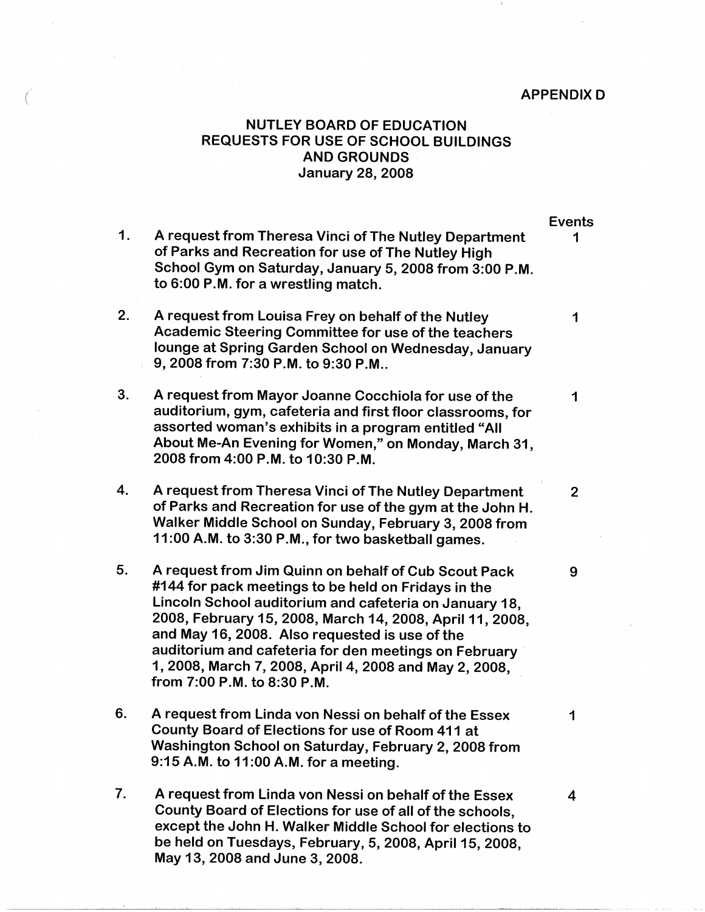APPENDIX D

# NUTLEY BOARD OF EDUCATION
## REQUESTS FOR USE OF SCHOOL BUILDINGS AND GROUNDS
### January 28, 2008

| | | Events |
|---|---|---|
| 1. | A request from Theresa Vinci of The Nutley Department of Parks and Recreation for use of The Nutley High School Gym on Saturday, January 5, 2008 from 3:00 P.M. to 6:00 P.M. for a wrestling match. | 1 |
| 2. | A request from Louisa Frey on behalf of the Nutley Academic Steering Committee for use of the teachers lounge at Spring Garden School on Wednesday, January 9, 2008 from 7:30 P.M. to 9:30 P.M.. | 1 |
| 3. | A request from Mayor Joanne Cocchiola for use of the auditorium, gym, cafeteria and first floor classrooms, for assorted woman's exhibits in a program entitled "All About Me-An Evening for Women," on Monday, March 31, 2008 from 4:00 P.M. to 10:30 P.M. | 1 |
| 4. | A request from Theresa Vinci of The Nutley Department of Parks and Recreation for use of the gym at the John H. Walker Middle School on Sunday, February 3, 2008 from 11:00 A.M. to 3:30 P.M., for two basketball games. | 2 |
| 5. | A request from Jim Quinn on behalf of Cub Scout Pack #144 for pack meetings to be held on Fridays in the Lincoln School auditorium and cafeteria on January 18, 2008, February 15, 2008, March 14, 2008, April 11, 2008, and May 16, 2008. Also requested is use of the auditorium and cafeteria for den meetings on February 1, 2008, March 7, 2008, April 4, 2008 and May 2, 2008, from 7:00 P.M. to 8:30 P.M. | 9 |
| 6. | A request from Linda von Nessi on behalf of the Essex County Board of Elections for use of Room 411 at Washington School on Saturday, February 2, 2008 from 9:15 A.M. to 11:00 A.M. for a meeting. | 1 |
| 7. | A request from Linda von Nessi on behalf of the Essex County Board of Elections for use of all of the schools, except the John H. Walker Middle School for elections to be held on Tuesdays, February, 5, 2008, April 15, 2008, May 13, 2008 and June 3, 2008. | 4 |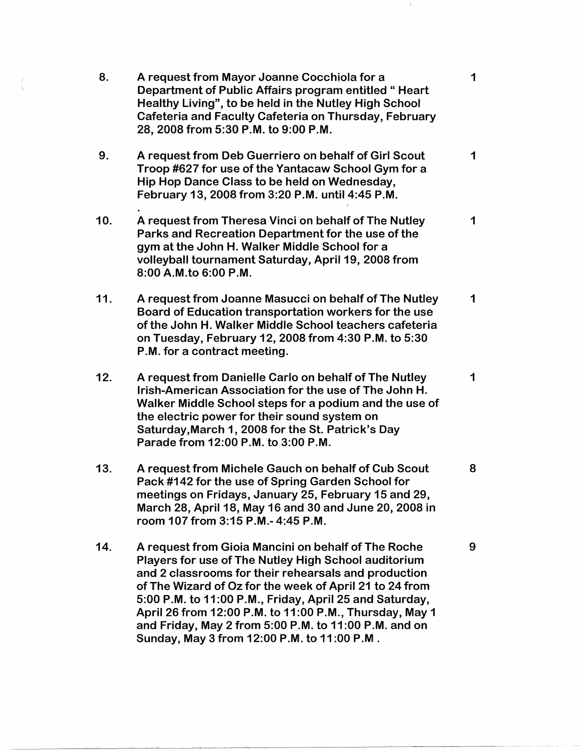8. A request from Mayor Joanne Cocchiola for a Department of Public Affairs program entitled " Heart Healthy Living", to be held in the Nutley High School Cafeteria and Faculty Cafeteria on Thursday, February 28, 2008 from 5:30 P.M. to 9:00 P.M. — 1

9. A request from Deb Guerriero on behalf of Girl Scout Troop #627 for use of the Yantacaw School Gym for a Hip Hop Dance Class to be held on Wednesday, February 13, 2008 from 3:20 P.M. until 4:45 P.M. — 1

10. A request from Theresa Vinci on behalf of The Nutley Parks and Recreation Department for the use of the gym at the John H. Walker Middle School for a volleyball tournament Saturday, April 19, 2008 from 8:00 A.M.to 6:00 P.M. — 1

11. A request from Joanne Masucci on behalf of The Nutley Board of Education transportation workers for the use of the John H. Walker Middle School teachers cafeteria on Tuesday, February 12, 2008 from 4:30 P.M. to 5:30 P.M. for a contract meeting. — 1

12. A request from Danielle Carlo on behalf of The Nutley Irish-American Association for the use of The John H. Walker Middle School steps for a podium and the use of the electric power for their sound system on Saturday,March 1, 2008 for the St. Patrick's Day Parade from 12:00 P.M. to 3:00 P.M. — 1

13. A request from Michele Gauch on behalf of Cub Scout Pack #142 for the use of Spring Garden School for meetings on Fridays, January 25, February 15 and 29, March 28, April 18, May 16 and 30 and June 20, 2008 in room 107 from 3:15 P.M.- 4:45 P.M. — 8

14. A request from Gioia Mancini on behalf of The Roche Players for use of The Nutley High School auditorium and 2 classrooms for their rehearsals and production of The Wizard of Oz for the week of April 21 to 24 from 5:00 P.M. to 11:00 P.M., Friday, April 25 and Saturday, April 26 from 12:00 P.M. to 11:00 P.M., Thursday, May 1 and Friday, May 2 from 5:00 P.M. to 11:00 P.M. and on Sunday, May 3 from 12:00 P.M. to 11:00 P.M . — 9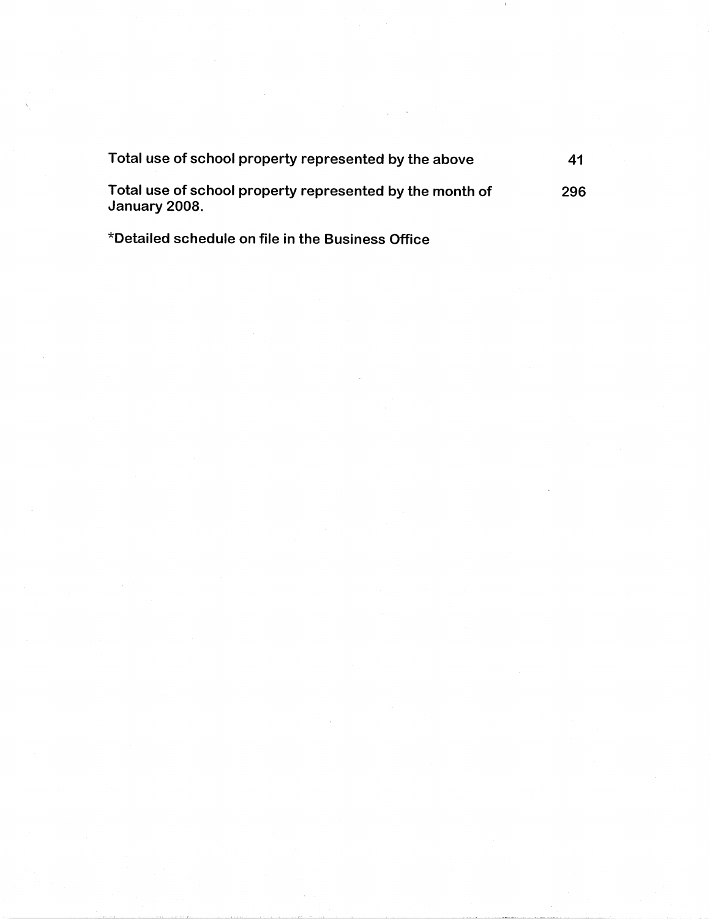| | |
|---|---|
| **Total use of school property represented by the above** | **41** |
| **Total use of school property represented by the month of January 2008.** | **296** |

**\*Detailed schedule on file in the Business Office**